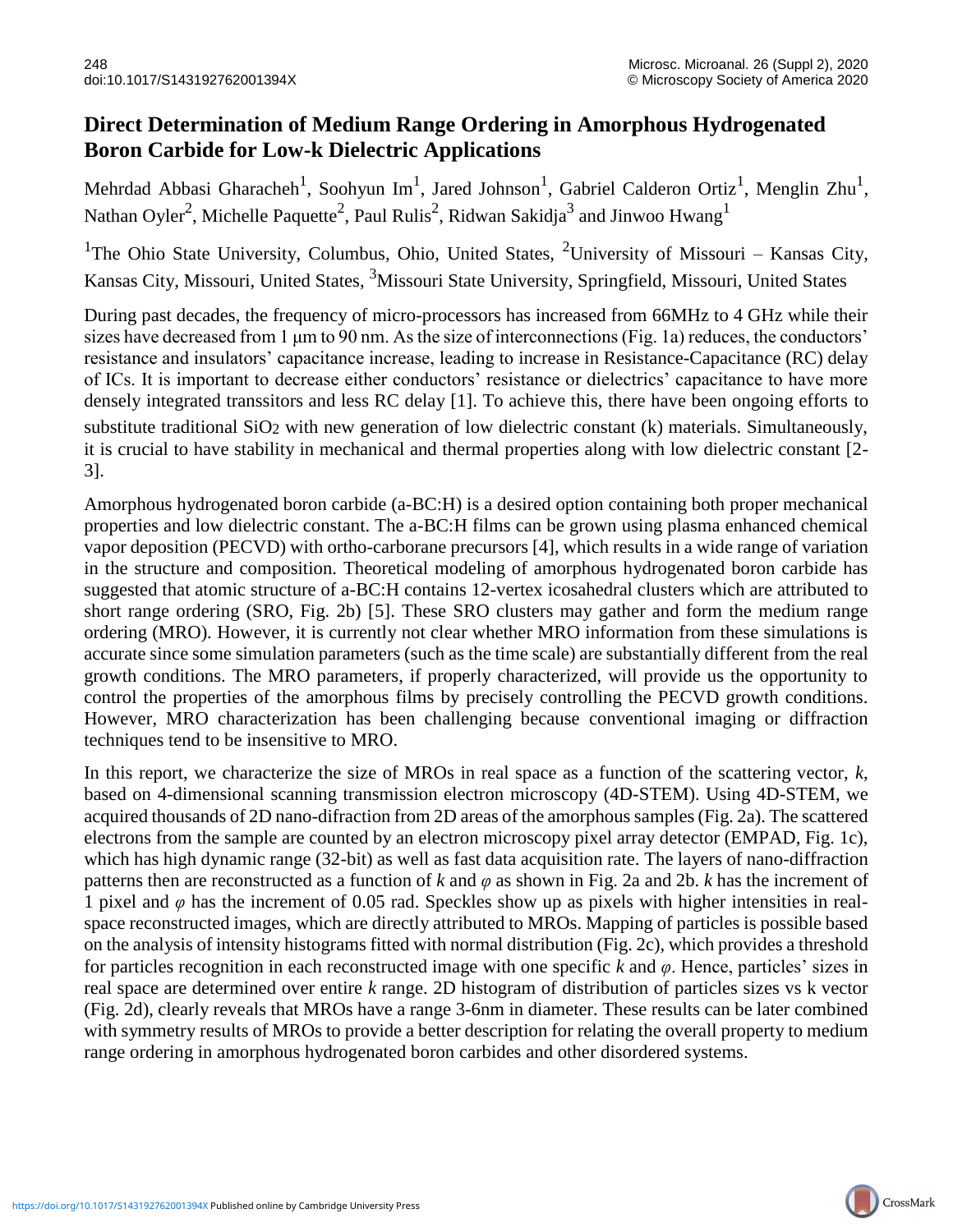# Direct Determination of Medium Range Ordering in Amorphous Hydrogenated Boron Carbide for Low-k Dielectric Applications

Mehrdad Abbasi Gharacheh[1], Soohyun Im[1], Jared Johnson[1], Gabriel Calderon Ortiz[1], Menglin Zhu[1], Nathan Oyler[2], Michelle Paquette[2], Paul Rulis[2], Ridwan Sakidja[3] and Jinwoo Hwang[1]

[1]The Ohio State University, Columbus, Ohio, United States, [2]University of Missouri – Kansas City, Kansas City, Missouri, United States, [3]Missouri State University, Springfield, Missouri, United States

During past decades, the frequency of micro-processors has increased from 66MHz to 4 GHz while their sizes have decreased from 1 μm to 90 nm. As the size of interconnections (Fig. 1a) reduces, the conductors' resistance and insulators' capacitance increase, leading to increase in Resistance-Capacitance (RC) delay of ICs. It is important to decrease either conductors' resistance or dielectrics' capacitance to have more densely integrated transsitors and less RC delay [1]. To achieve this, there have been ongoing efforts to substitute traditional $SiO_2$ with new generation of low dielectric constant (k) materials. Simultaneously, it is crucial to have stability in mechanical and thermal properties along with low dielectric constant [2-3].

Amorphous hydrogenated boron carbide (a-BC:H) is a desired option containing both proper mechanical properties and low dielectric constant. The a-BC:H films can be grown using plasma enhanced chemical vapor deposition (PECVD) with ortho-carborane precursors [4], which results in a wide range of variation in the structure and composition. Theoretical modeling of amorphous hydrogenated boron carbide has suggested that atomic structure of a-BC:H contains 12-vertex icosahedral clusters which are attributed to short range ordering (SRO, Fig. 2b) [5]. These SRO clusters may gather and form the medium range ordering (MRO). However, it is currently not clear whether MRO information from these simulations is accurate since some simulation parameters (such as the time scale) are substantially different from the real growth conditions. The MRO parameters, if properly characterized, will provide us the opportunity to control the properties of the amorphous films by precisely controlling the PECVD growth conditions. However, MRO characterization has been challenging because conventional imaging or diffraction techniques tend to be insensitive to MRO.

In this report, we characterize the size of MROs in real space as a function of the scattering vector, $k$, based on 4-dimensional scanning transmission electron microscopy (4D-STEM). Using 4D-STEM, we acquired thousands of 2D nano-difraction from 2D areas of the amorphous samples (Fig. 2a). The scattered electrons from the sample are counted by an electron microscopy pixel array detector (EMPAD, Fig. 1c), which has high dynamic range (32-bit) as well as fast data acquisition rate. The layers of nano-diffraction patterns then are reconstructed as a function of $k$ and $\varphi$ as shown in Fig. 2a and 2b. $k$ has the increment of 1 pixel and $\varphi$ has the increment of 0.05 rad. Speckles show up as pixels with higher intensities in real-space reconstructed images, which are directly attributed to MROs. Mapping of particles is possible based on the analysis of intensity histograms fitted with normal distribution (Fig. 2c), which provides a threshold for particles recognition in each reconstructed image with one specific $k$ and $\varphi$. Hence, particles' sizes in real space are determined over entire $k$ range. 2D histogram of distribution of particles sizes vs k vector (Fig. 2d), clearly reveals that MROs have a range 3-6nm in diameter. These results can be later combined with symmetry results of MROs to provide a better description for relating the overall property to medium range ordering in amorphous hydrogenated boron carbides and other disordered systems.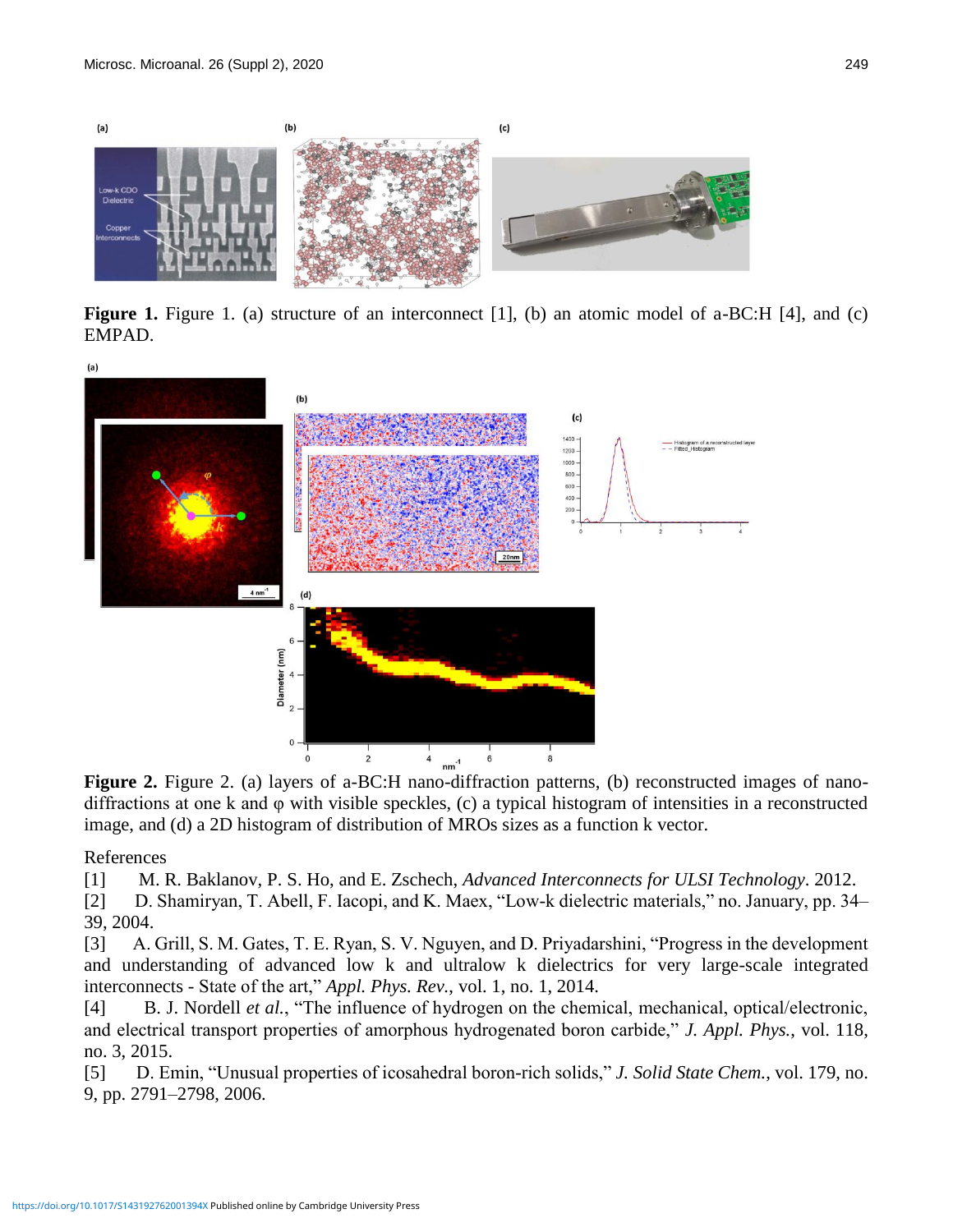**Figure 1.** Figure 1. (a) structure of an interconnect [1], (b) an atomic model of a-BC:H [4], and (c) EMPAD.

**Figure 2.** Figure 2. (a) layers of a-BC:H nano-diffraction patterns, (b) reconstructed images of nano-diffractions at one k and φ with visible speckles, (c) a typical histogram of intensities in a reconstructed image, and (d) a 2D histogram of distribution of MROs sizes as a function k vector.

References

[1] M. R. Baklanov, P. S. Ho, and E. Zschech, *Advanced Interconnects for ULSI Technology*. 2012.

[2] D. Shamiryan, T. Abell, F. Iacopi, and K. Maex, "Low-k dielectric materials," no. January, pp. 34–39, 2004.

[3] A. Grill, S. M. Gates, T. E. Ryan, S. V. Nguyen, and D. Priyadarshini, "Progress in the development and understanding of advanced low k and ultralow k dielectrics for very large-scale integrated interconnects - State of the art," *Appl. Phys. Rev.*, vol. 1, no. 1, 2014.

[4] B. J. Nordell *et al.*, "The influence of hydrogen on the chemical, mechanical, optical/electronic, and electrical transport properties of amorphous hydrogenated boron carbide," *J. Appl. Phys.*, vol. 118, no. 3, 2015.

[5] D. Emin, "Unusual properties of icosahedral boron-rich solids," *J. Solid State Chem.*, vol. 179, no. 9, pp. 2791–2798, 2006.

https://doi.org/10.1017/S143192762001394X Published online by Cambridge University Press